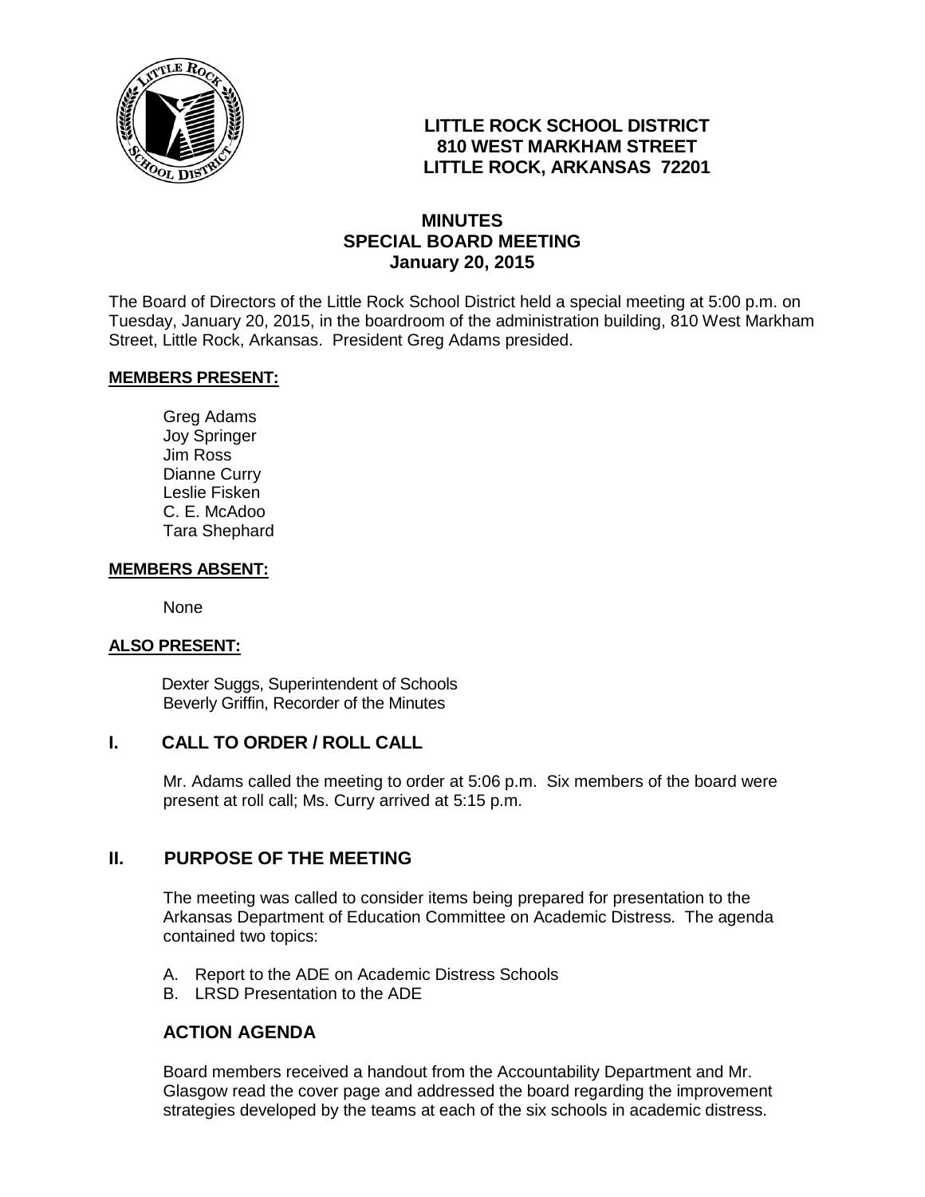# LITTLE ROCK SCHOOL DISTRICT
**810 WEST MARKHAM STREET**
**LITTLE ROCK, ARKANSAS 72201**

## MINUTES
## SPECIAL BOARD MEETING
**January 20, 2015**

The Board of Directors of the Little Rock School District held a special meeting at 5:00 p.m. on Tuesday, January 20, 2015, in the boardroom of the administration building, 810 West Markham Street, Little Rock, Arkansas. President Greg Adams presided.

**MEMBERS PRESENT:**

Greg Adams
Joy Springer
Jim Ross
Dianne Curry
Leslie Fisken
C. E. McAdoo
Tara Shephard

**MEMBERS ABSENT:**

None

**ALSO PRESENT:**

Dexter Suggs, Superintendent of Schools
Beverly Griffin, Recorder of the Minutes

## I. CALL TO ORDER / ROLL CALL

Mr. Adams called the meeting to order at 5:06 p.m. Six members of the board were present at roll call; Ms. Curry arrived at 5:15 p.m.

## II. PURPOSE OF THE MEETING

The meeting was called to consider items being prepared for presentation to the Arkansas Department of Education Committee on Academic Distress. The agenda contained two topics:

A. Report to the ADE on Academic Distress Schools
B. LRSD Presentation to the ADE

## ACTION AGENDA

Board members received a handout from the Accountability Department and Mr. Glasgow read the cover page and addressed the board regarding the improvement strategies developed by the teams at each of the six schools in academic distress.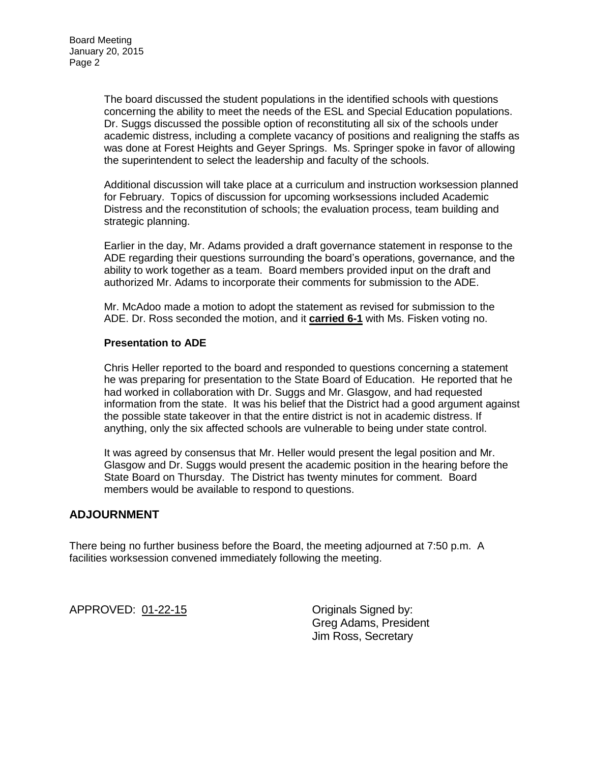The board discussed the student populations in the identified schools with questions concerning the ability to meet the needs of the ESL and Special Education populations. Dr. Suggs discussed the possible option of reconstituting all six of the schools under academic distress, including a complete vacancy of positions and realigning the staffs as was done at Forest Heights and Geyer Springs. Ms. Springer spoke in favor of allowing the superintendent to select the leadership and faculty of the schools.

Additional discussion will take place at a curriculum and instruction worksession planned for February. Topics of discussion for upcoming worksessions included Academic Distress and the reconstitution of schools; the evaluation process, team building and strategic planning.

Earlier in the day, Mr. Adams provided a draft governance statement in response to the ADE regarding their questions surrounding the board's operations, governance, and the ability to work together as a team. Board members provided input on the draft and authorized Mr. Adams to incorporate their comments for submission to the ADE.

Mr. McAdoo made a motion to adopt the statement as revised for submission to the ADE. Dr. Ross seconded the motion, and it **carried 6-1** with Ms. Fisken voting no.

**Presentation to ADE**

Chris Heller reported to the board and responded to questions concerning a statement he was preparing for presentation to the State Board of Education. He reported that he had worked in collaboration with Dr. Suggs and Mr. Glasgow, and had requested information from the state. It was his belief that the District had a good argument against the possible state takeover in that the entire district is not in academic distress. If anything, only the six affected schools are vulnerable to being under state control.

It was agreed by consensus that Mr. Heller would present the legal position and Mr. Glasgow and Dr. Suggs would present the academic position in the hearing before the State Board on Thursday. The District has twenty minutes for comment. Board members would be available to respond to questions.

## ADJOURNMENT

There being no further business before the Board, the meeting adjourned at 7:50 p.m. A facilities worksession convened immediately following the meeting.

APPROVED: 01-22-15

Originals Signed by:
Greg Adams, President
Jim Ross, Secretary